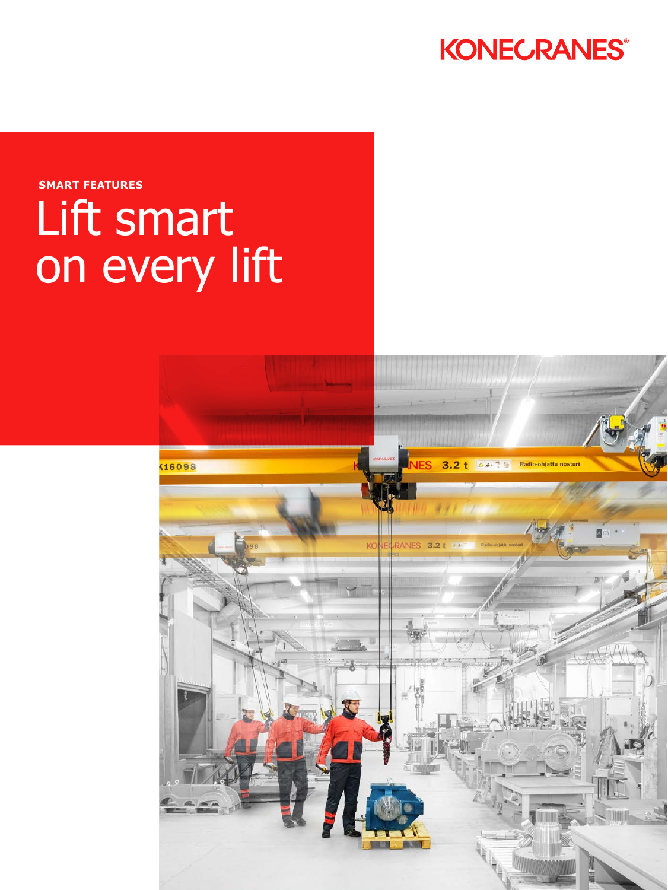KONECRANES®

SMART FEATURES

# Lift smart on every lift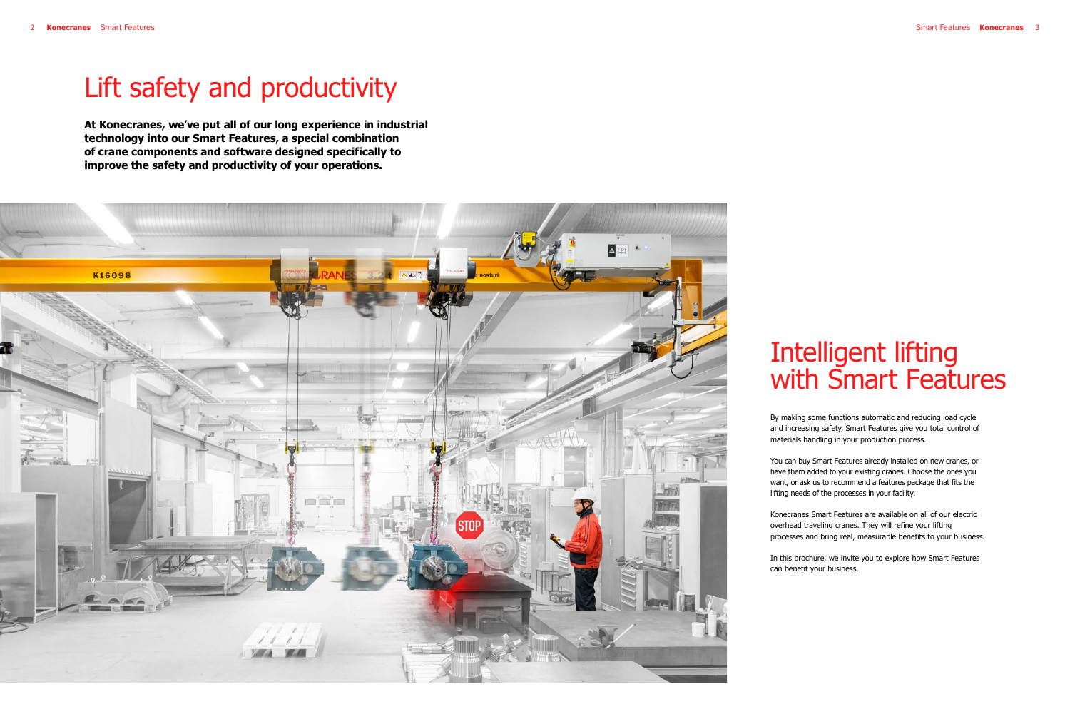# Lift safety and productivity

**At Konecranes, we've put all of our long experience in industrial technology into our Smart Features, a special combination of crane components and software designed specifically to improve the safety and productivity of your operations.**

# Intelligent lifting with Smart Features

By making some functions automatic and reducing load cycle and increasing safety, Smart Features give you total control of materials handling in your production process.

You can buy Smart Features already installed on new cranes, or have them added to your existing cranes. Choose the ones you want, or ask us to recommend a features package that fits the lifting needs of the processes in your facility.

Konecranes Smart Features are available on all of our electric overhead traveling cranes. They will refine your lifting processes and bring real, measurable benefits to your business.

In this brochure, we invite you to explore how Smart Features can benefit your business.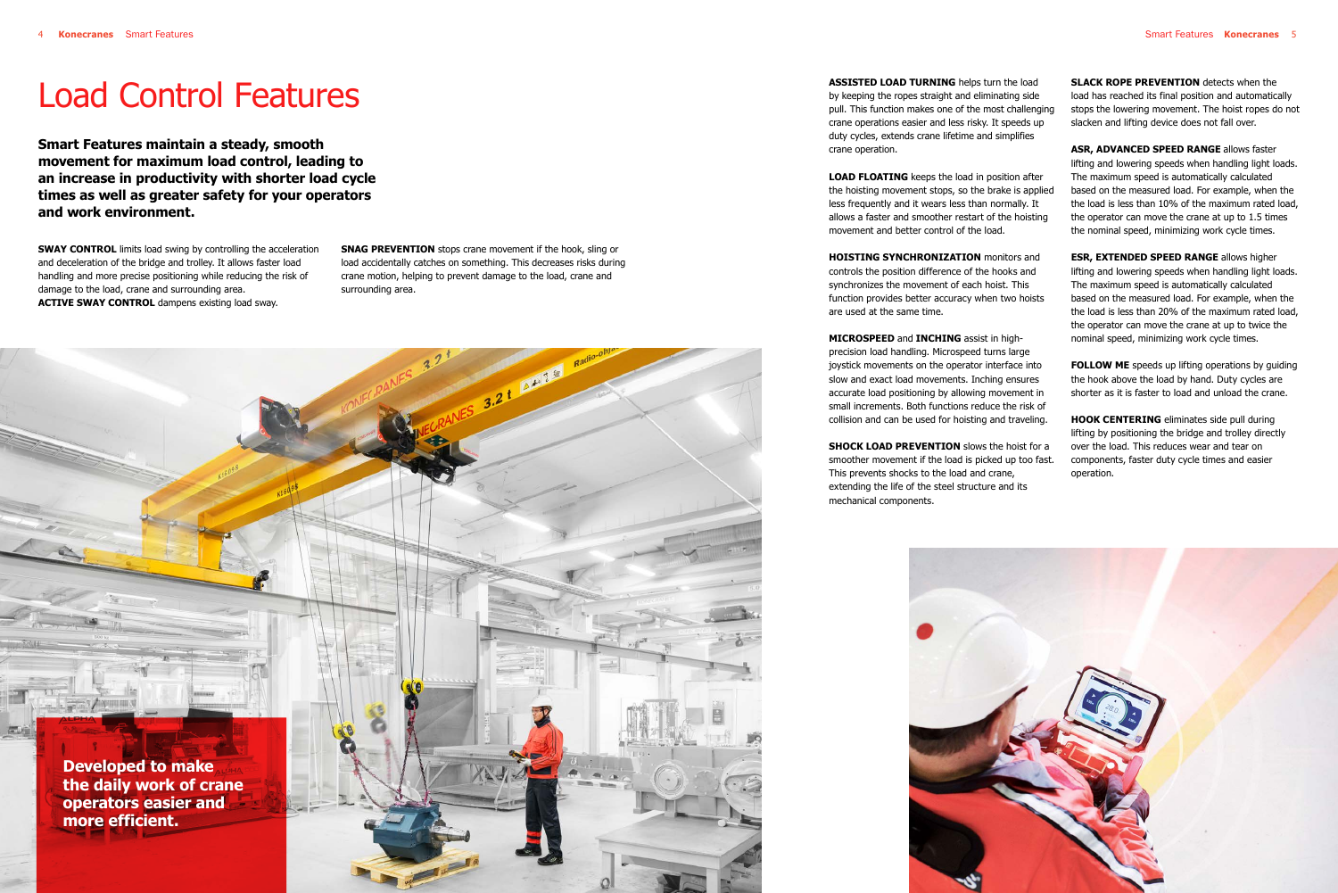# Load Control Features

**Smart Features maintain a steady, smooth movement for maximum load control, leading to an increase in productivity with shorter load cycle times as well as greater safety for your operators and work environment.**

**SWAY CONTROL** limits load swing by controlling the acceleration and deceleration of the bridge and trolley. It allows faster load handling and more precise positioning while reducing the risk of damage to the load, crane and surrounding area.
**ACTIVE SWAY CONTROL** dampens existing load sway.

**SNAG PREVENTION** stops crane movement if the hook, sling or load accidentally catches on something. This decreases risks during crane motion, helping to prevent damage to the load, crane and surrounding area.

**Developed to make the daily work of crane operators easier and more efficient.**

**ASSISTED LOAD TURNING** helps turn the load by keeping the ropes straight and eliminating side pull. This function makes one of the most challenging crane operations easier and less risky. It speeds up duty cycles, extends crane lifetime and simplifies crane operation.

**LOAD FLOATING** keeps the load in position after the hoisting movement stops, so the brake is applied less frequently and it wears less than normally. It allows a faster and smoother restart of the hoisting movement and better control of the load.

**HOISTING SYNCHRONIZATION** monitors and controls the position difference of the hooks and synchronizes the movement of each hoist. This function provides better accuracy when two hoists are used at the same time.

**MICROSPEED** and **INCHING** assist in high-precision load handling. Microspeed turns large joystick movements on the operator interface into slow and exact load movements. Inching ensures accurate load positioning by allowing movement in small increments. Both functions reduce the risk of collision and can be used for hoisting and traveling.

**SHOCK LOAD PREVENTION** slows the hoist for a smoother movement if the load is picked up too fast. This prevents shocks to the load and crane, extending the life of the steel structure and its mechanical components.

**SLACK ROPE PREVENTION** detects when the load has reached its final position and automatically stops the lowering movement. The hoist ropes do not slacken and lifting device does not fall over.

**ASR, ADVANCED SPEED RANGE** allows faster lifting and lowering speeds when handling light loads. The maximum speed is automatically calculated based on the measured load. For example, when the the load is less than 10% of the maximum rated load, the operator can move the crane at up to 1.5 times the nominal speed, minimizing work cycle times.

**ESR, EXTENDED SPEED RANGE** allows higher lifting and lowering speeds when handling light loads. The maximum speed is automatically calculated based on the measured load. For example, when the the load is less than 20% of the maximum rated load, the operator can move the crane at up to twice the nominal speed, minimizing work cycle times.

**FOLLOW ME** speeds up lifting operations by guiding the hook above the load by hand. Duty cycles are shorter as it is faster to load and unload the crane.

**HOOK CENTERING** eliminates side pull during lifting by positioning the bridge and trolley directly over the load. This reduces wear and tear on components, faster duty cycle times and easier operation.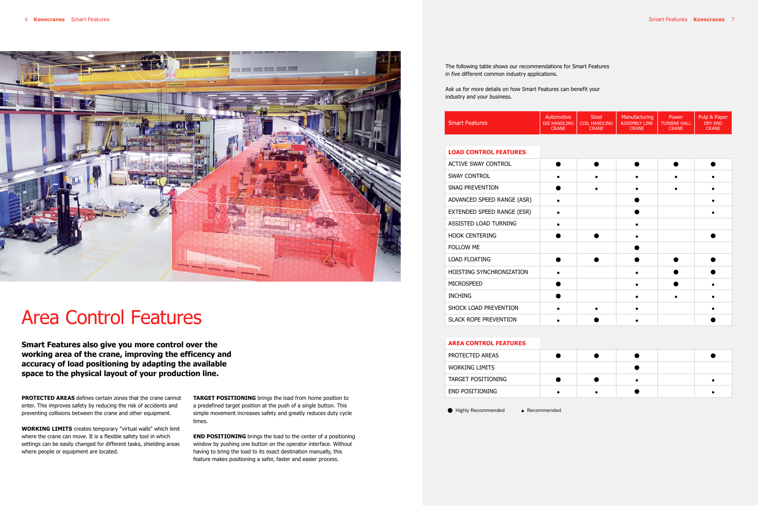# Area Control Features

**Smart Features also give you more control over the working area of the crane, improving the efficency and accuracy of load positioning by adapting the available space to the physical layout of your production line.**

**PROTECTED AREAS** defines certain zones that the crane cannot enter. This improves safety by reducing the risk of accidents and preventing collisions between the crane and other equipment.

**WORKING LIMITS** creates temporary "virtual walls" which limit where the crane can move. It is a flexible safety tool in which settings can be easily changed for different tasks, shielding areas where people or equipment are located.

**TARGET POSITIONING** brings the load from home position to a predefined target position at the push of a single button. This simple movement increases safety and greatly reduces duty cycle times.

**END POSITIONING** brings the load to the center of a positioning window by pushing one button on the operator interface. Without having to bring the load to its exact destination manually, this feature makes positioning a safer, faster and easier process.

The following table shows our recommendations for Smart Features in five different common industry applications.

Ask us for more details on how Smart Features can benefit your industry and your business.

| Smart Features | Automotive DIE HANDLING CRANE | Steel COIL HANDLING CRANE | Manufacturing ASSEMBLY LINE CRANE | Power TURBINE HALL CRANE | Pulp & Paper DRY END CRANE |
|---|---|---|---|---|---|
| **LOAD CONTROL FEATURES** | | | | | |
| ACTIVE SWAY CONTROL | ⬤ | ⬤ | ⬤ | ⬤ | ⬤ |
| SWAY CONTROL | • | • | • | • | • |
| SNAG PREVENTION | ⬤ | • | • | • | • |
| ADVANCED SPEED RANGE (ASR) | • | | ⬤ | | • |
| EXTENDED SPEED RANGE (ESR) | • | | ⬤ | | • |
| ASSISTED LOAD TURNING | • | | • | | |
| HOOK CENTERING | ⬤ | ⬤ | • | | ⬤ |
| FOLLOW ME | | | ⬤ | | |
| LOAD FLOATING | ⬤ | ⬤ | ⬤ | ⬤ | ⬤ |
| HOISTING SYNCHRONIZATION | • | | • | ⬤ | ⬤ |
| MICROSPEED | ⬤ | | • | ⬤ | • |
| INCHING | ⬤ | | • | • | • |
| SHOCK LOAD PREVENTION | • | • | • | | • |
| SLACK ROPE PREVENTION | • | ⬤ | • | | ⬤ |
| **AREA CONTROL FEATURES** | | | | | |
| PROTECTED AREAS | ⬤ | ⬤ | ⬤ | | ⬤ |
| WORKING LIMITS | | | ⬤ | | |
| TARGET POSITIONING | ⬤ | ⬤ | • | | • |
| END POSITIONING | • | • | ⬤ | | • |

⬤ Highly Recommended • Recommended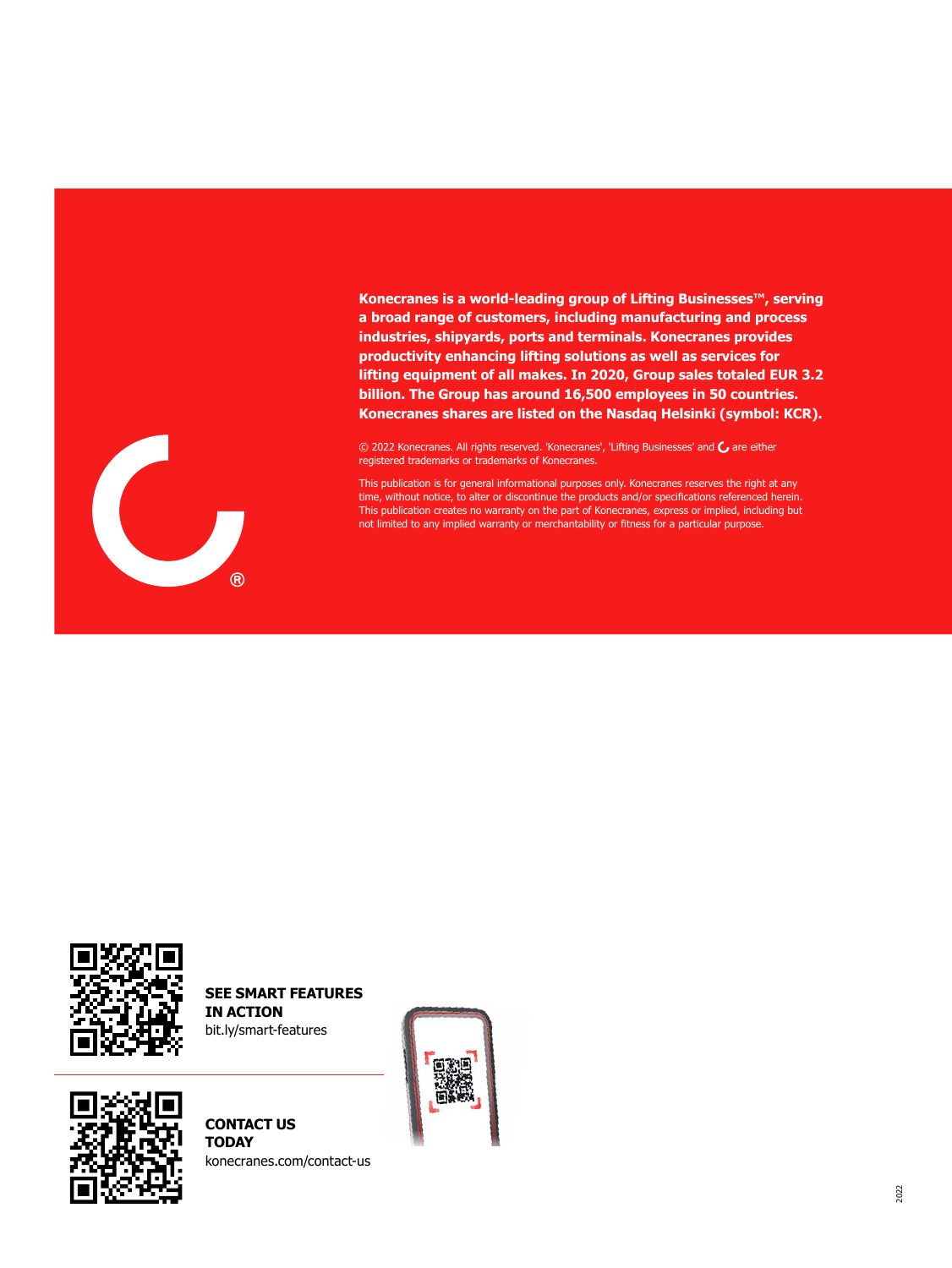**Konecranes is a world-leading group of Lifting Businesses™, serving a broad range of customers, including manufacturing and process industries, shipyards, ports and terminals. Konecranes provides productivity enhancing lifting solutions as well as services for lifting equipment of all makes. In 2020, Group sales totaled EUR 3.2 billion. The Group has around 16,500 employees in 50 countries. Konecranes shares are listed on the Nasdaq Helsinki (symbol: KCR).**

© 2022 Konecranes. All rights reserved. 'Konecranes', 'Lifting Businesses' and are either registered trademarks or trademarks of Konecranes.

This publication is for general informational purposes only. Konecranes reserves the right at any time, without notice, to alter or discontinue the products and/or specifications referenced herein. This publication creates no warranty on the part of Konecranes, express or implied, including but not limited to any implied warranty or merchantability or fitness for a particular purpose.

**SEE SMART FEATURES IN ACTION**
bit.ly/smart-features

**CONTACT US TODAY**
konecranes.com/contact-us

2022